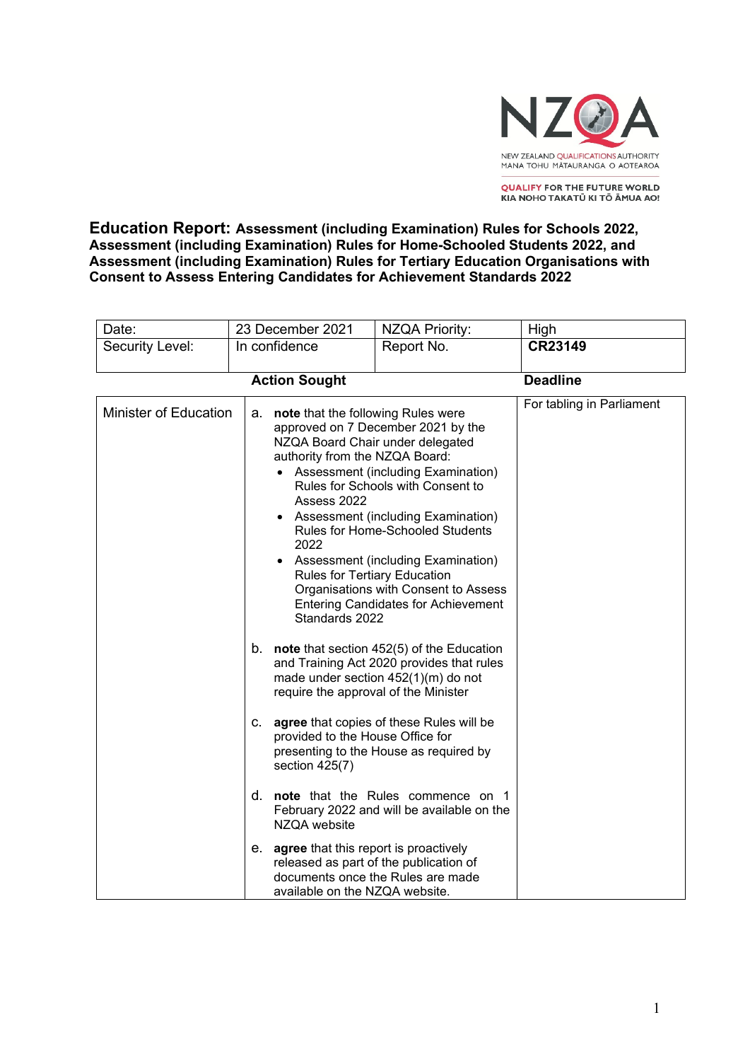NZQA

NEW ZEALAND QUALIFICATIONS AUTHORITY
MANA TOHU MĀTAURANGA O AOTEAROA

QUALIFY FOR THE FUTURE WORLD
KIA NOHO TAKATŪ KI TŌ ĀMUA AO!

# Education Report: Assessment (including Examination) Rules for Schools 2022, Assessment (including Examination) Rules for Home-Schooled Students 2022, and Assessment (including Examination) Rules for Tertiary Education Organisations with Consent to Assess Entering Candidates for Achievement Standards 2022

| Date: | 23 December 2021 | NZQA Priority: | High |
|---|---|---|---|
| Security Level: | In confidence | Report No. | **CR23149** |

| | **Action Sought** | **Deadline** |
|---|---|---|
| Minister of Education | a. **note** that the following Rules were approved on 7 December 2021 by the NZQA Board Chair under delegated authority from the NZQA Board:<br>• Assessment (including Examination) Rules for Schools with Consent to Assess 2022<br>• Assessment (including Examination) Rules for Home-Schooled Students 2022<br>• Assessment (including Examination) Rules for Tertiary Education Organisations with Consent to Assess Entering Candidates for Achievement Standards 2022<br><br>b. **note** that section 452(5) of the Education and Training Act 2020 provides that rules made under section 452(1)(m) do not require the approval of the Minister<br><br>c. **agree** that copies of these Rules will be provided to the House Office for presenting to the House as required by section 425(7)<br><br>d. **note** that the Rules commence on 1 February 2022 and will be available on the NZQA website<br><br>e. **agree** that this report is proactively released as part of the publication of documents once the Rules are made available on the NZQA website. | For tabling in Parliament |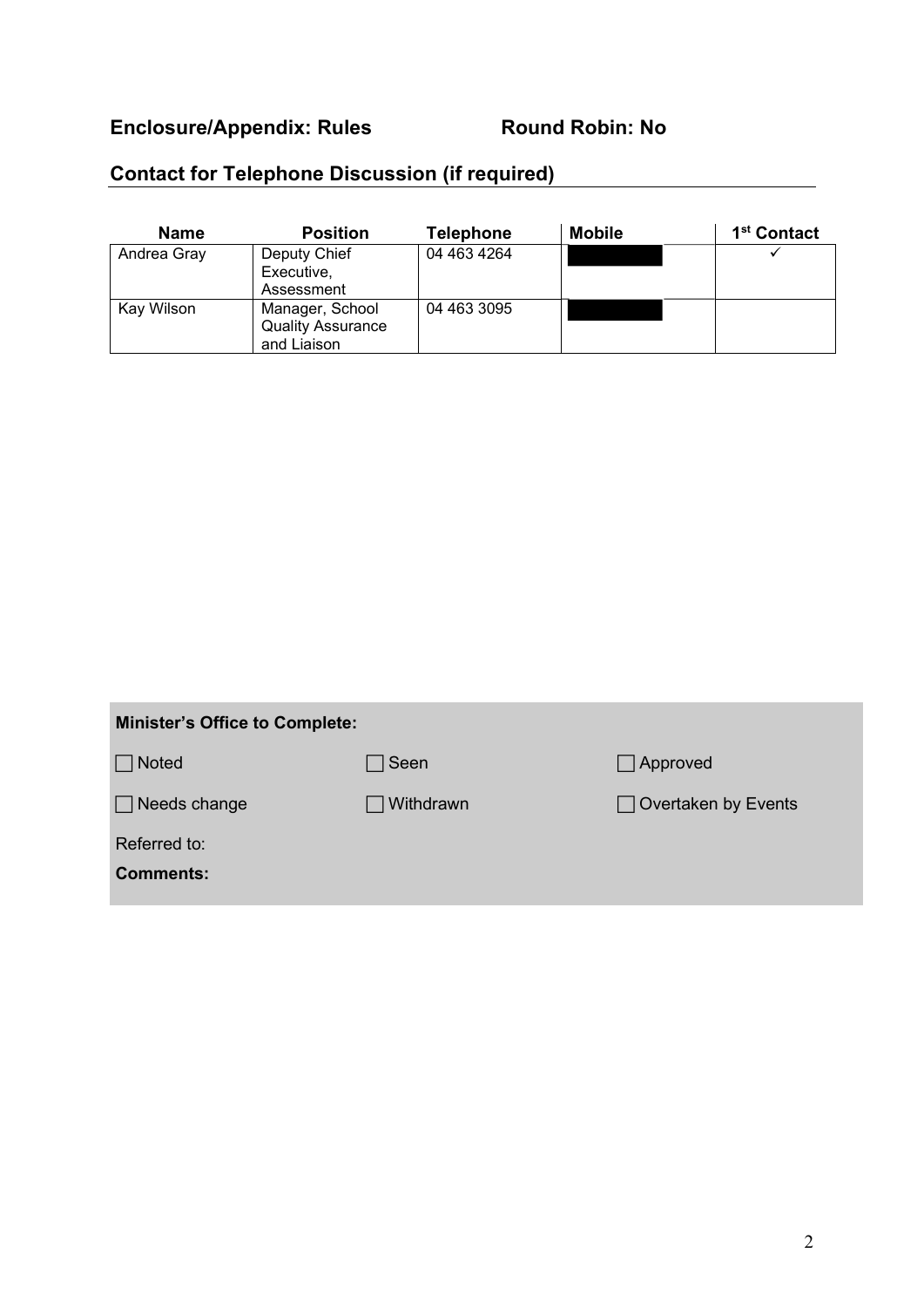**Enclosure/Appendix: Rules** **Round Robin: No**

## Contact for Telephone Discussion (if required)

| Name | Position | Telephone | Mobile | 1st Contact |
|---|---|---|---|---|
| Andrea Gray | Deputy Chief Executive, Assessment | 04 463 4264 | | ✓ |
| Kay Wilson | Manager, School Quality Assurance and Liaison | 04 463 3095 | | |

**Minister's Office to Complete:**

☐ Noted ☐ Seen ☐ Approved

☐ Needs change ☐ Withdrawn ☐ Overtaken by Events

Referred to:

**Comments:**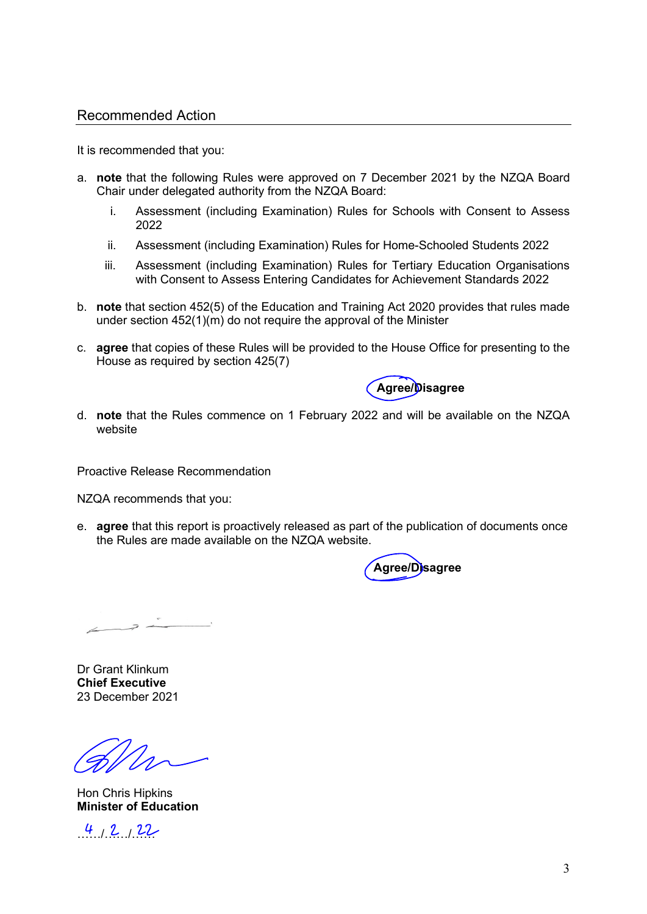## Recommended Action

It is recommended that you:

a. **note** that the following Rules were approved on 7 December 2021 by the NZQA Board Chair under delegated authority from the NZQA Board:

   i. Assessment (including Examination) Rules for Schools with Consent to Assess 2022

   ii. Assessment (including Examination) Rules for Home-Schooled Students 2022

   iii. Assessment (including Examination) Rules for Tertiary Education Organisations with Consent to Assess Entering Candidates for Achievement Standards 2022

b. **note** that section 452(5) of the Education and Training Act 2020 provides that rules made under section 452(1)(m) do not require the approval of the Minister

c. **agree** that copies of these Rules will be provided to the House Office for presenting to the House as required by section 425(7)

**Agree/Disagree**

d. **note** that the Rules commence on 1 February 2022 and will be available on the NZQA website

Proactive Release Recommendation

NZQA recommends that you:

e. **agree** that this report is proactively released as part of the publication of documents once the Rules are made available on the NZQA website.

**Agree/Disagree**

Dr Grant Klinkum
**Chief Executive**
23 December 2021

Hon Chris Hipkins
**Minister of Education**

4/2/22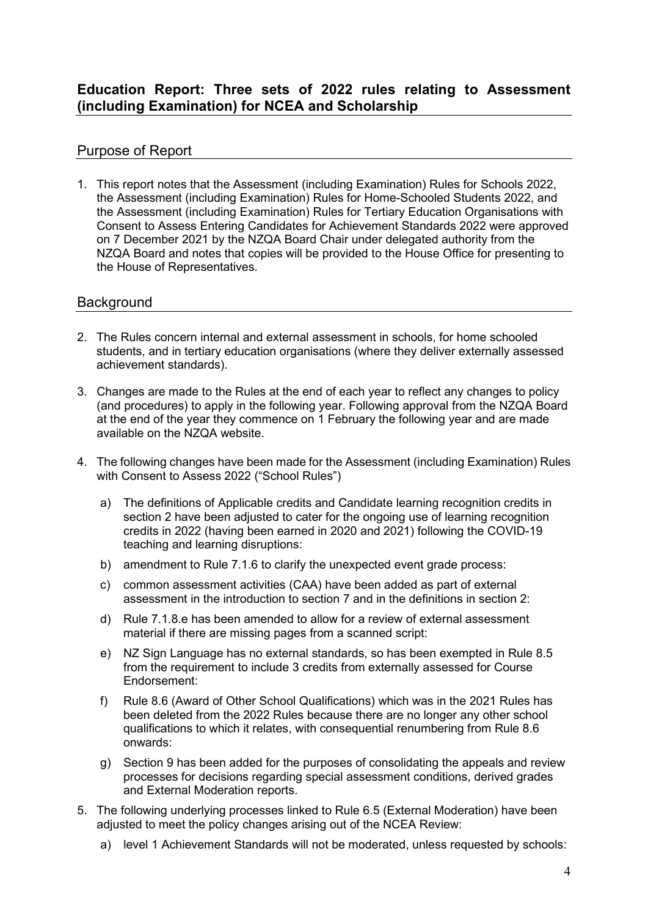## Education Report: Three sets of 2022 rules relating to Assessment (including Examination) for NCEA and Scholarship

### Purpose of Report

1. This report notes that the Assessment (including Examination) Rules for Schools 2022, the Assessment (including Examination) Rules for Home-Schooled Students 2022, and the Assessment (including Examination) Rules for Tertiary Education Organisations with Consent to Assess Entering Candidates for Achievement Standards 2022 were approved on 7 December 2021 by the NZQA Board Chair under delegated authority from the NZQA Board and notes that copies will be provided to the House Office for presenting to the House of Representatives.

### Background

2. The Rules concern internal and external assessment in schools, for home schooled students, and in tertiary education organisations (where they deliver externally assessed achievement standards).

3. Changes are made to the Rules at the end of each year to reflect any changes to policy (and procedures) to apply in the following year. Following approval from the NZQA Board at the end of the year they commence on 1 February the following year and are made available on the NZQA website.

4. The following changes have been made for the Assessment (including Examination) Rules with Consent to Assess 2022 ("School Rules")

   a) The definitions of Applicable credits and Candidate learning recognition credits in section 2 have been adjusted to cater for the ongoing use of learning recognition credits in 2022 (having been earned in 2020 and 2021) following the COVID-19 teaching and learning disruptions:

   b) amendment to Rule 7.1.6 to clarify the unexpected event grade process:

   c) common assessment activities (CAA) have been added as part of external assessment in the introduction to section 7 and in the definitions in section 2:

   d) Rule 7.1.8.e has been amended to allow for a review of external assessment material if there are missing pages from a scanned script:

   e) NZ Sign Language has no external standards, so has been exempted in Rule 8.5 from the requirement to include 3 credits from externally assessed for Course Endorsement:

   f) Rule 8.6 (Award of Other School Qualifications) which was in the 2021 Rules has been deleted from the 2022 Rules because there are no longer any other school qualifications to which it relates, with consequential renumbering from Rule 8.6 onwards:

   g) Section 9 has been added for the purposes of consolidating the appeals and review processes for decisions regarding special assessment conditions, derived grades and External Moderation reports.

5. The following underlying processes linked to Rule 6.5 (External Moderation) have been adjusted to meet the policy changes arising out of the NCEA Review:

   a) level 1 Achievement Standards will not be moderated, unless requested by schools: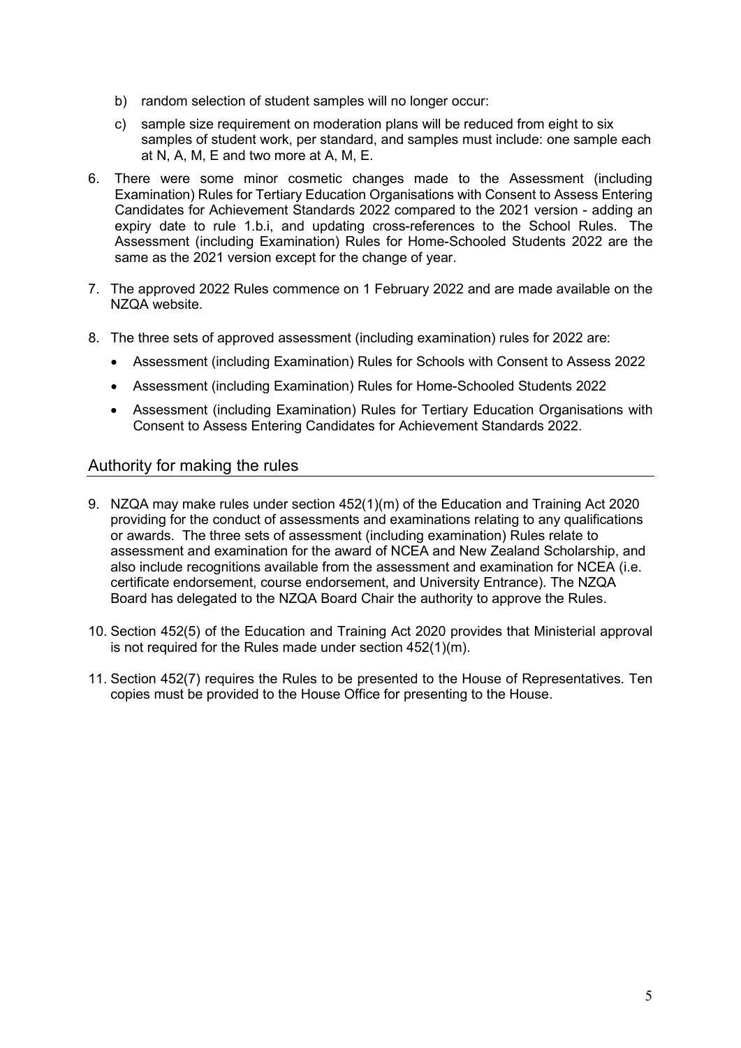b) random selection of student samples will no longer occur:

c) sample size requirement on moderation plans will be reduced from eight to six samples of student work, per standard, and samples must include: one sample each at N, A, M, E and two more at A, M, E.

6. There were some minor cosmetic changes made to the Assessment (including Examination) Rules for Tertiary Education Organisations with Consent to Assess Entering Candidates for Achievement Standards 2022 compared to the 2021 version - adding an expiry date to rule 1.b.i, and updating cross-references to the School Rules. The Assessment (including Examination) Rules for Home-Schooled Students 2022 are the same as the 2021 version except for the change of year.

7. The approved 2022 Rules commence on 1 February 2022 and are made available on the NZQA website.

8. The three sets of approved assessment (including examination) rules for 2022 are:

   - Assessment (including Examination) Rules for Schools with Consent to Assess 2022
   - Assessment (including Examination) Rules for Home-Schooled Students 2022
   - Assessment (including Examination) Rules for Tertiary Education Organisations with Consent to Assess Entering Candidates for Achievement Standards 2022.

## Authority for making the rules

9. NZQA may make rules under section 452(1)(m) of the Education and Training Act 2020 providing for the conduct of assessments and examinations relating to any qualifications or awards. The three sets of assessment (including examination) Rules relate to assessment and examination for the award of NCEA and New Zealand Scholarship, and also include recognitions available from the assessment and examination for NCEA (i.e. certificate endorsement, course endorsement, and University Entrance). The NZQA Board has delegated to the NZQA Board Chair the authority to approve the Rules.

10. Section 452(5) of the Education and Training Act 2020 provides that Ministerial approval is not required for the Rules made under section 452(1)(m).

11. Section 452(7) requires the Rules to be presented to the House of Representatives. Ten copies must be provided to the House Office for presenting to the House.